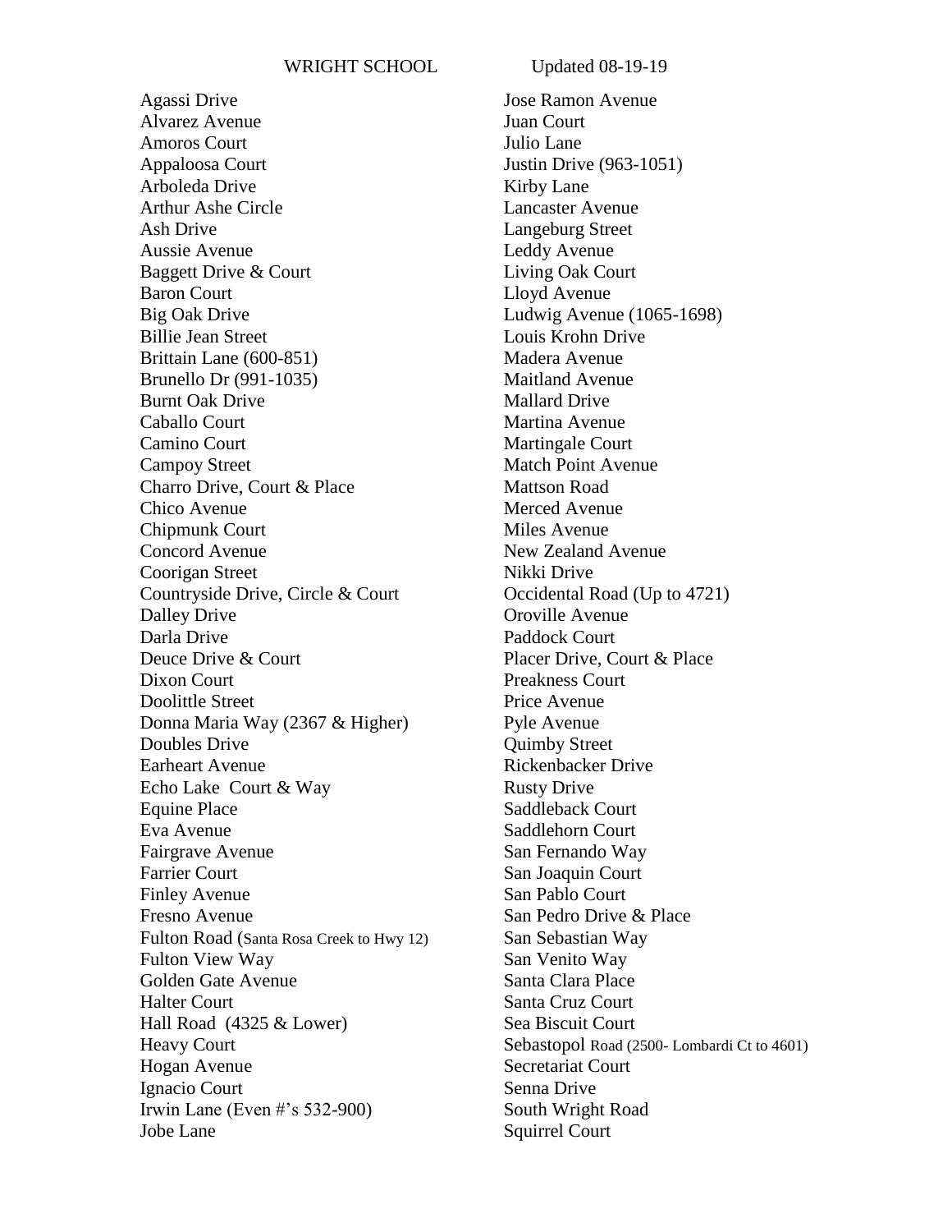WRIGHT SCHOOL Updated 08-19-19

Agassi Drive
Alvarez Avenue
Amoros Court
Appaloosa Court
Arboleda Drive
Arthur Ashe Circle
Ash Drive
Aussie Avenue
Baggett Drive & Court
Baron Court
Big Oak Drive
Billie Jean Street
Brittain Lane (600-851)
Brunello Dr (991-1035)
Burnt Oak Drive
Caballo Court
Camino Court
Campoy Street
Charro Drive, Court & Place
Chico Avenue
Chipmunk Court
Concord Avenue
Coorigan Street
Countryside Drive, Circle & Court
Dalley Drive
Darla Drive
Deuce Drive & Court
Dixon Court
Doolittle Street
Donna Maria Way (2367 & Higher)
Doubles Drive
Earheart Avenue
Echo Lake Court & Way
Equine Place
Eva Avenue
Fairgrave Avenue
Farrier Court
Finley Avenue
Fresno Avenue
Fulton Road (Santa Rosa Creek to Hwy 12)
Fulton View Way
Golden Gate Avenue
Halter Court
Hall Road (4325 & Lower)
Heavy Court
Hogan Avenue
Ignacio Court
Irwin Lane (Even #'s 532-900)
Jobe Lane
Jose Ramon Avenue
Juan Court
Julio Lane
Justin Drive (963-1051)
Kirby Lane
Lancaster Avenue
Langeburg Street
Leddy Avenue
Living Oak Court
Lloyd Avenue
Ludwig Avenue (1065-1698)
Louis Krohn Drive
Madera Avenue
Maitland Avenue
Mallard Drive
Martina Avenue
Martingale Court
Match Point Avenue
Mattson Road
Merced Avenue
Miles Avenue
New Zealand Avenue
Nikki Drive
Occidental Road (Up to 4721)
Oroville Avenue
Paddock Court
Placer Drive, Court & Place
Preakness Court
Price Avenue
Pyle Avenue
Quimby Street
Rickenbacker Drive
Rusty Drive
Saddleback Court
Saddlehorn Court
San Fernando Way
San Joaquin Court
San Pablo Court
San Pedro Drive & Place
San Sebastian Way
San Venito Way
Santa Clara Place
Santa Cruz Court
Sea Biscuit Court
Sebastopol Road (2500- Lombardi Ct to 4601)
Secretariat Court
Senna Drive
South Wright Road
Squirrel Court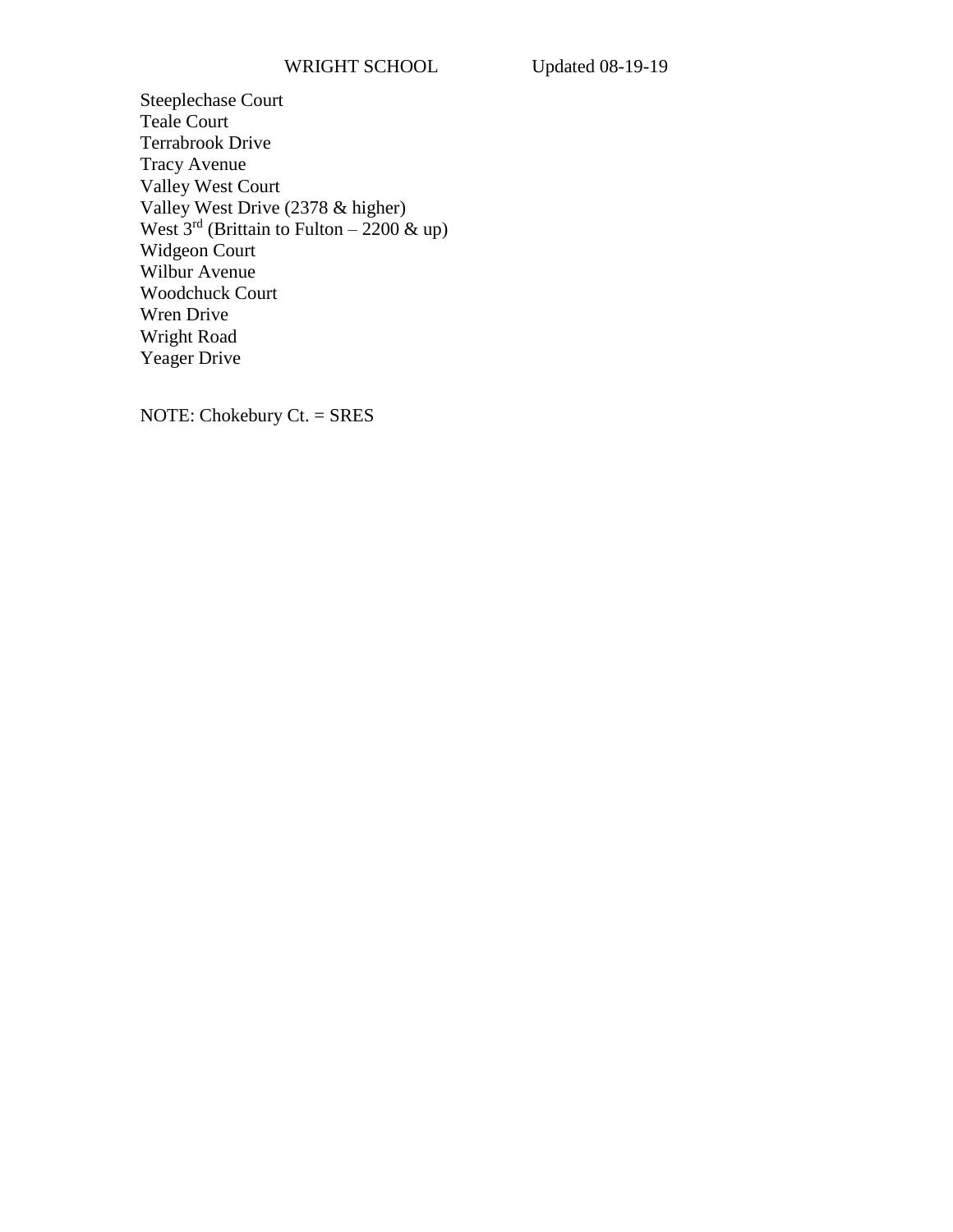Steeplechase Court
Teale Court
Terrabrook Drive
Tracy Avenue
Valley West Court
Valley West Drive (2378 & higher)
West 3rd (Brittain to Fulton – 2200 & up)
Widgeon Court
Wilbur Avenue
Woodchuck Court
Wren Drive
Wright Road
Yeager Drive

NOTE: Chokebury Ct. = SRES